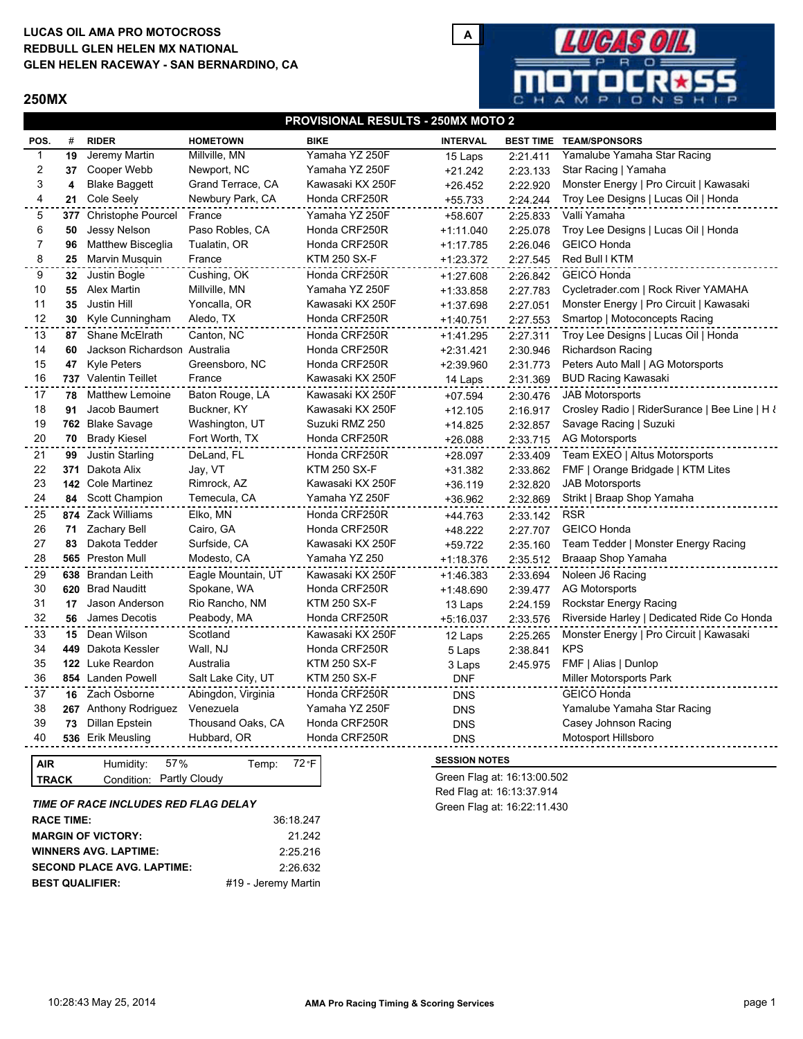**LUCAS OIL AMA PRO MOTOCROSS**
**REDBULL GLEN HELEN MX NATIONAL**
**GLEN HELEN RACEWAY - SAN BERNARDINO, CA**

A

## 250MX

### PROVISIONAL RESULTS - 250MX MOTO 2

| POS. | # | RIDER | HOMETOWN | BIKE | INTERVAL | BEST TIME | TEAM/SPONSORS |
|---|---|---|---|---|---|---|---|
| 1 | 19 | Jeremy Martin | Millville, MN | Yamaha YZ 250F | 15 Laps | 2:21.411 | Yamalube Yamaha Star Racing |
| 2 | 37 | Cooper Webb | Newport, NC | Yamaha YZ 250F | +21.242 | 2:23.133 | Star Racing \| Yamaha |
| 3 | 4 | Blake Baggett | Grand Terrace, CA | Kawasaki KX 250F | +26.452 | 2:22.920 | Monster Energy \| Pro Circuit \| Kawasaki |
| 4 | 21 | Cole Seely | Newbury Park, CA | Honda CRF250R | +55.733 | 2:24.244 | Troy Lee Designs \| Lucas Oil \| Honda |
| 5 | 377 | Christophe Pourcel | France | Yamaha YZ 250F | +58.607 | 2:25.833 | Valli Yamaha |
| 6 | 50 | Jessy Nelson | Paso Robles, CA | Honda CRF250R | +1:11.040 | 2:25.078 | Troy Lee Designs \| Lucas Oil \| Honda |
| 7 | 96 | Matthew Bisceglia | Tualatin, OR | Honda CRF250R | +1:17.785 | 2:26.046 | GEICO Honda |
| 8 | 25 | Marvin Musquin | France | KTM 250 SX-F | +1:23.372 | 2:27.545 | Red Bull I KTM |
| 9 | 32 | Justin Bogle | Cushing, OK | Honda CRF250R | +1:27.608 | 2:26.842 | GEICO Honda |
| 10 | 55 | Alex Martin | Millville, MN | Yamaha YZ 250F | +1:33.858 | 2:27.783 | Cycletrader.com \| Rock River YAMAHA |
| 11 | 35 | Justin Hill | Yoncalla, OR | Kawasaki KX 250F | +1:37.698 | 2:27.051 | Monster Energy \| Pro Circuit \| Kawasaki |
| 12 | 30 | Kyle Cunningham | Aledo, TX | Honda CRF250R | +1:40.751 | 2:27.553 | Smartop \| Motoconcepts Racing |
| 13 | 87 | Shane McElrath | Canton, NC | Honda CRF250R | +1:41.295 | 2:27.311 | Troy Lee Designs \| Lucas Oil \| Honda |
| 14 | 60 | Jackson Richardson | Australia | Honda CRF250R | +2:31.421 | 2:30.946 | Richardson Racing |
| 15 | 47 | Kyle Peters | Greensboro, NC | Honda CRF250R | +2:39.960 | 2:31.773 | Peters Auto Mall \| AG Motorsports |
| 16 | 737 | Valentin Teillet | France | Kawasaki KX 250F | 14 Laps | 2:31.369 | BUD Racing Kawasaki |
| 17 | 78 | Matthew Lemoine | Baton Rouge, LA | Kawasaki KX 250F | +07.594 | 2:30.476 | JAB Motorsports |
| 18 | 91 | Jacob Baumert | Buckner, KY | Kawasaki KX 250F | +12.105 | 2:16.917 | Crosley Radio \| RiderSurance \| Bee Line \| H & |
| 19 | 762 | Blake Savage | Washington, UT | Suzuki RMZ 250 | +14.825 | 2:32.857 | Savage Racing \| Suzuki |
| 20 | 70 | Brady Kiesel | Fort Worth, TX | Honda CRF250R | +26.088 | 2:33.715 | AG Motorsports |
| 21 | 99 | Justin Starling | DeLand, FL | Honda CRF250R | +28.097 | 2:33.409 | Team EXEO \| Altus Motorsports |
| 22 | 371 | Dakota Alix | Jay, VT | KTM 250 SX-F | +31.382 | 2:33.862 | FMF \| Orange Bridgade \| KTM Lites |
| 23 | 142 | Cole Martinez | Rimrock, AZ | Kawasaki KX 250F | +36.119 | 2:32.820 | JAB Motorsports |
| 24 | 84 | Scott Champion | Temecula, CA | Yamaha YZ 250F | +36.962 | 2:32.869 | Strikt \| Braap Shop Yamaha |
| 25 | 874 | Zack Williams | Elko, MN | Honda CRF250R | +44.763 | 2:33.142 | RSR |
| 26 | 71 | Zachary Bell | Cairo, GA | Honda CRF250R | +48.222 | 2:27.707 | GEICO Honda |
| 27 | 83 | Dakota Tedder | Surfside, CA | Kawasaki KX 250F | +59.722 | 2:35.160 | Team Tedder \| Monster Energy Racing |
| 28 | 565 | Preston Mull | Modesto, CA | Yamaha YZ 250 | +1:18.376 | 2:35.512 | Braaap Shop Yamaha |
| 29 | 638 | Brandan Leith | Eagle Mountain, UT | Kawasaki KX 250F | +1:46.383 | 2:33.694 | Noleen J6 Racing |
| 30 | 620 | Brad Nauditt | Spokane, WA | Honda CRF250R | +1:48.690 | 2:39.477 | AG Motorsports |
| 31 | 17 | Jason Anderson | Rio Rancho, NM | KTM 250 SX-F | 13 Laps | 2:24.159 | Rockstar Energy Racing |
| 32 | 56 | James Decotis | Peabody, MA | Honda CRF250R | +5:16.037 | 2:33.576 | Riverside Harley \| Dedicated Ride Co Honda |
| 33 | 15 | Dean Wilson | Scotland | Kawasaki KX 250F | 12 Laps | 2:25.265 | Monster Energy \| Pro Circuit \| Kawasaki |
| 34 | 449 | Dakota Kessler | Wall, NJ | Honda CRF250R | 5 Laps | 2:38.841 | KPS |
| 35 | 122 | Luke Reardon | Australia | KTM 250 SX-F | 3 Laps | 2:45.975 | FMF \| Alias \| Dunlop |
| 36 | 854 | Landen Powell | Salt Lake City, UT | KTM 250 SX-F | DNF | | Miller Motorsports Park |
| 37 | 16 | Zach Osborne | Abingdon, Virginia | Honda CRF250R | DNS | | GEICO Honda |
| 38 | 267 | Anthony Rodriguez | Venezuela | Yamaha YZ 250F | DNS | | Yamalube Yamaha Star Racing |
| 39 | 73 | Dillan Epstein | Thousand Oaks, CA | Honda CRF250R | DNS | | Casey Johnson Racing |
| 40 | 536 | Erik Meusling | Hubbard, OR | Honda CRF250R | DNS | | Motosport Hillsboro |

| AIR | Humidity: 57% | Temp: 72°F |
|---|---|---|
| TRACK | Condition: Partly Cloudy | |

***TIME OF RACE INCLUDES RED FLAG DELAY***

| | |
|---|---|
| **RACE TIME:** | 36:18.247 |
| **MARGIN OF VICTORY:** | 21.242 |
| **WINNERS AVG. LAPTIME:** | 2:25.216 |
| **SECOND PLACE AVG. LAPTIME:** | 2:26.632 |
| **BEST QUALIFIER:** | #19 - Jeremy Martin |

**SESSION NOTES**

Green Flag at: 16:13:00.502
Red Flag at: 16:13:37.914
Green Flag at: 16:22:11.430

10:28:43 May 25, 2014 — AMA Pro Racing Timing & Scoring Services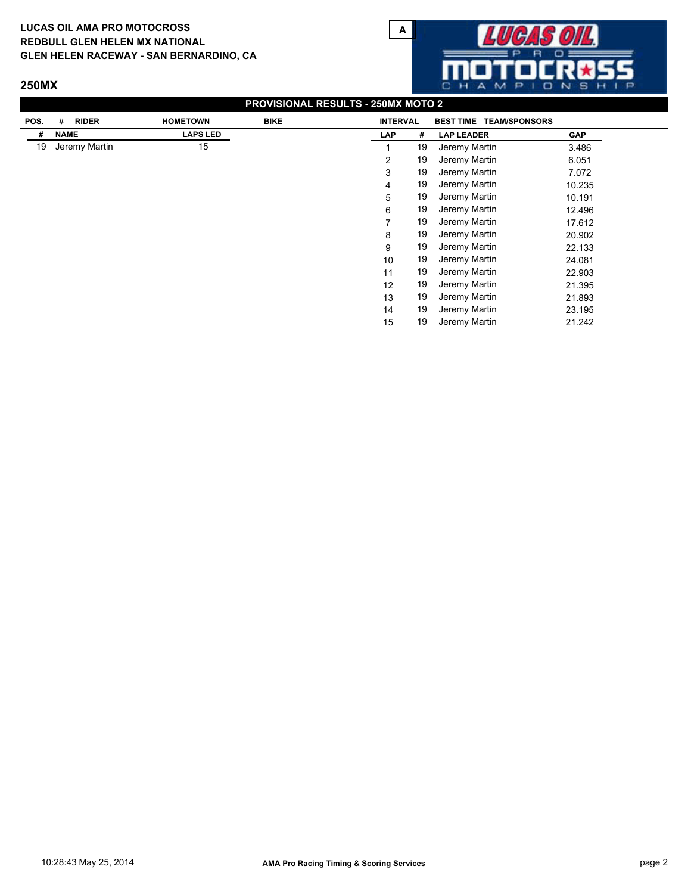LUCAS OIL AMA PRO MOTOCROSS
REDBULL GLEN HELEN MX NATIONAL
GLEN HELEN RACEWAY - SAN BERNARDINO, CA

A

## 250MX

### PROVISIONAL RESULTS - 250MX MOTO 2

| POS. | # RIDER | HOMETOWN | BIKE | INTERVAL | BEST TIME | TEAM/SPONSORS |
|---|---|---|---|---|---|---|

| # | NAME | LAPS LED |
|---|---|---|
| 19 | Jeremy Martin | 15 |

| LAP | # | LAP LEADER | GAP |
|---|---|---|---|
| 1 | 19 | Jeremy Martin | 3.486 |
| 2 | 19 | Jeremy Martin | 6.051 |
| 3 | 19 | Jeremy Martin | 7.072 |
| 4 | 19 | Jeremy Martin | 10.235 |
| 5 | 19 | Jeremy Martin | 10.191 |
| 6 | 19 | Jeremy Martin | 12.496 |
| 7 | 19 | Jeremy Martin | 17.612 |
| 8 | 19 | Jeremy Martin | 20.902 |
| 9 | 19 | Jeremy Martin | 22.133 |
| 10 | 19 | Jeremy Martin | 24.081 |
| 11 | 19 | Jeremy Martin | 22.903 |
| 12 | 19 | Jeremy Martin | 21.395 |
| 13 | 19 | Jeremy Martin | 21.893 |
| 14 | 19 | Jeremy Martin | 23.195 |
| 15 | 19 | Jeremy Martin | 21.242 |

10:28:43 May 25, 2014

AMA Pro Racing Timing & Scoring Services